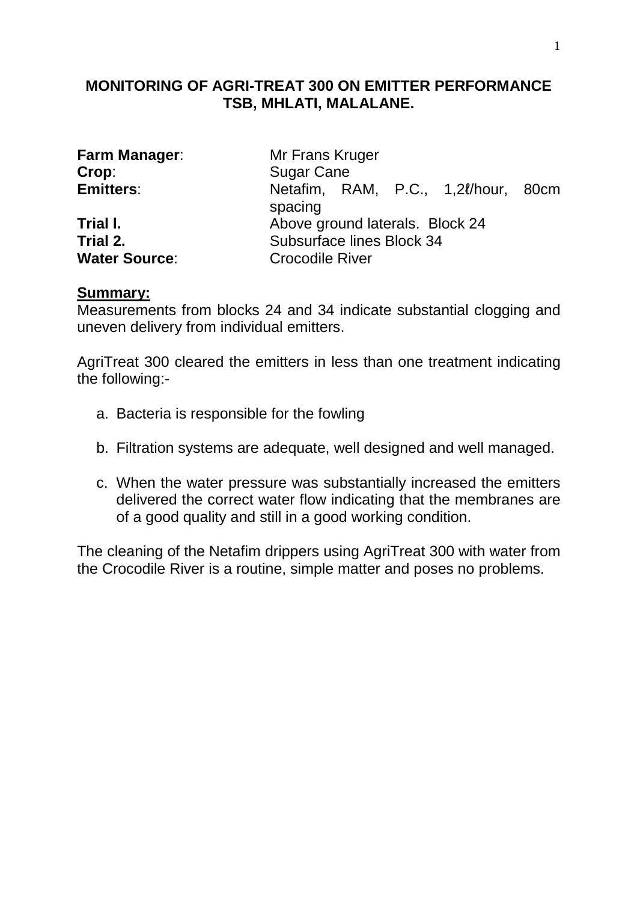# MONITORING OF AGRI-TREAT 300 ON EMITTER PERFORMANCE TSB, MHLATI, MALALANE.

**Farm Manager**: Mr Frans Kruger
**Crop**: Sugar Cane
**Emitters**: Netafim, RAM, P.C., 1,2ℓ/hour, 80cm spacing
**Trial l.** Above ground laterals. Block 24
**Trial 2.** Subsurface lines Block 34
**Water Source**: Crocodile River

**Summary:**

Measurements from blocks 24 and 34 indicate substantial clogging and uneven delivery from individual emitters.

AgriTreat 300 cleared the emitters in less than one treatment indicating the following:-

a. Bacteria is responsible for the fowling

b. Filtration systems are adequate, well designed and well managed.

c. When the water pressure was substantially increased the emitters delivered the correct water flow indicating that the membranes are of a good quality and still in a good working condition.

The cleaning of the Netafim drippers using AgriTreat 300 with water from the Crocodile River is a routine, simple matter and poses no problems.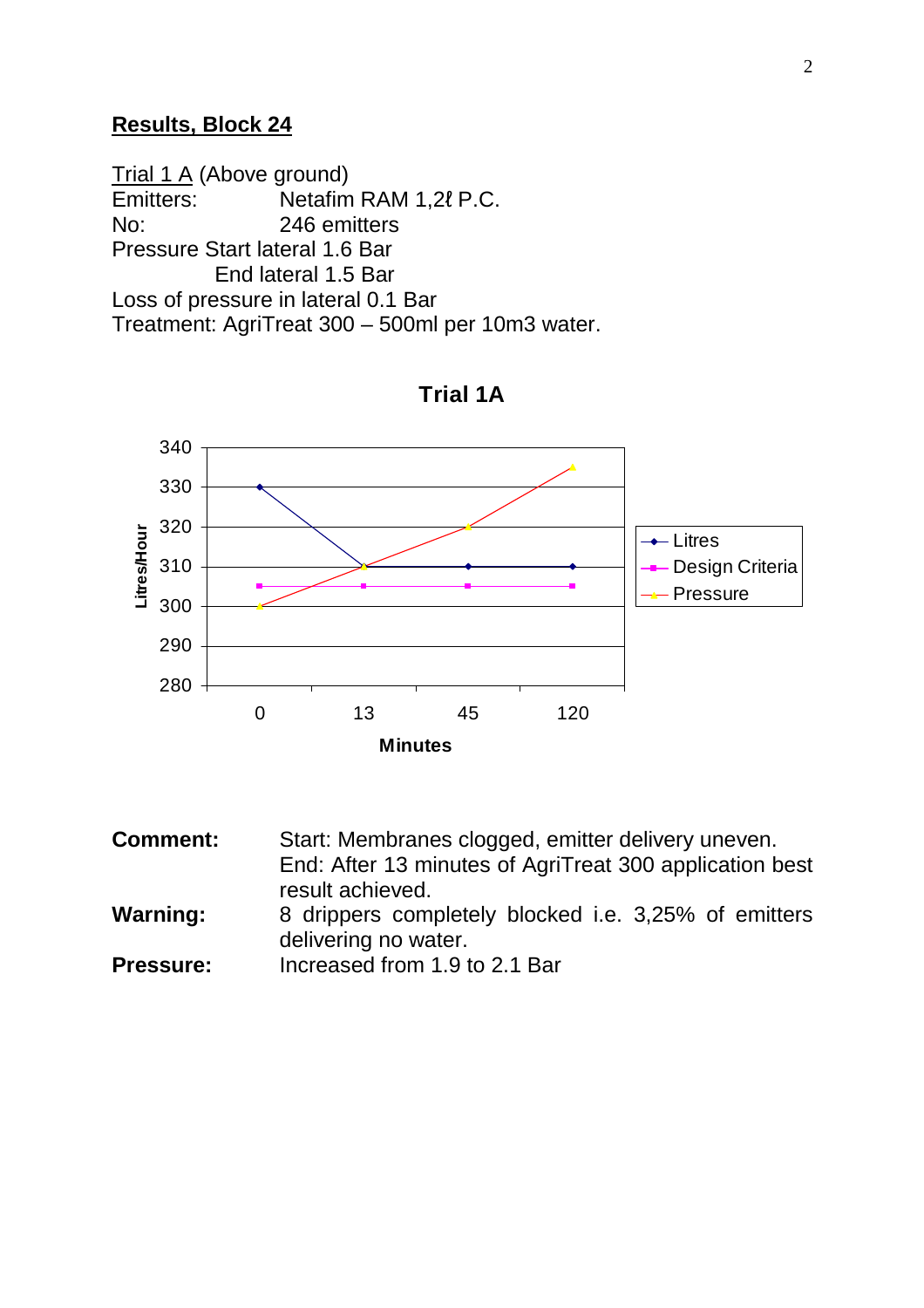**Results, Block 24**

Trial 1 A (Above ground)
Emitters: Netafim RAM 1,2ℓ P.C.
No: 246 emitters
Pressure Start lateral 1.6 Bar
End lateral 1.5 Bar
Loss of pressure in lateral 0.1 Bar
Treatment: AgriTreat 300 – 500ml per 10m3 water.

**Trial 1A**

| Minutes | Litres | Design Criteria | Pressure |
|---|---|---|---|
| 0 | 330 | 305 | 300 |
| 13 | 310 | 305 | 310 |
| 45 | 310 | 305 | 320 |
| 120 | 310 | 305 | 335 |

**Comment:** Start: Membranes clogged, emitter delivery uneven.
End: After 13 minutes of AgriTreat 300 application best result achieved.

**Warning:** 8 drippers completely blocked i.e. 3,25% of emitters delivering no water.

**Pressure:** Increased from 1.9 to 2.1 Bar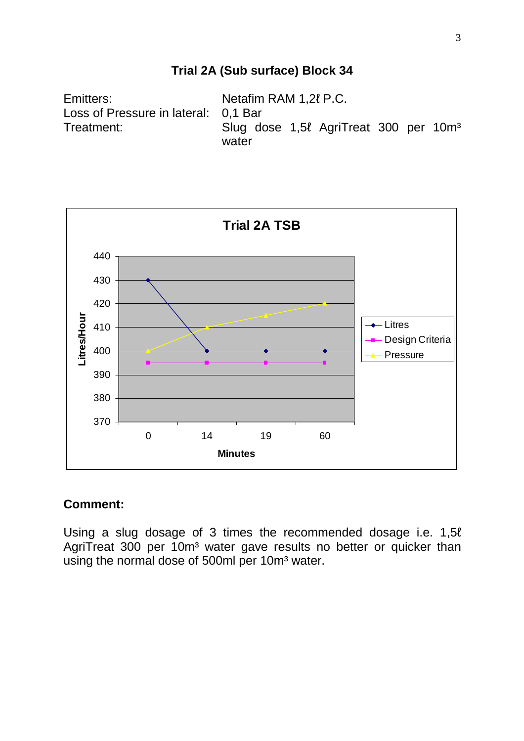## Trial 2A (Sub surface) Block 34

| | |
|---|---|
| Emitters: | Netafim RAM 1,2ℓ P.C. |
| Loss of Pressure in lateral: | 0,1 Bar |
| Treatment: | Slug dose 1,5ℓ AgriTreat 300 per 10m³ water |

### Comment:

Using a slug dosage of 3 times the recommended dosage i.e. 1,5ℓ AgriTreat 300 per 10m³ water gave results no better or quicker than using the normal dose of 500ml per 10m³ water.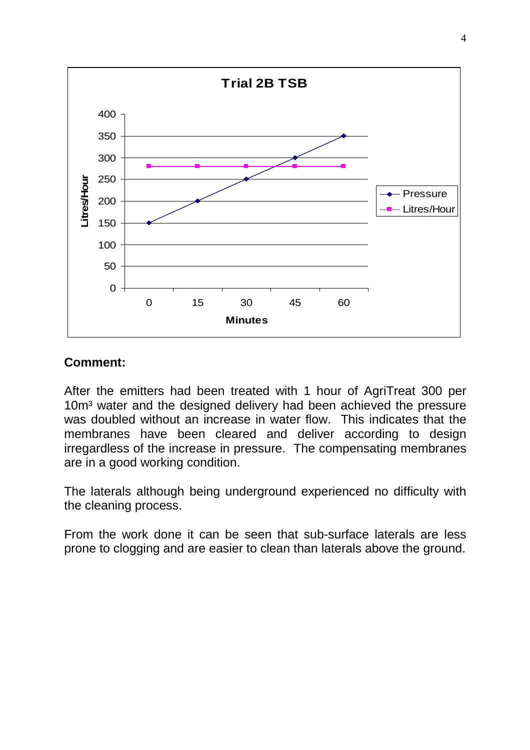Trial 2B TSB

| Minutes | Pressure | Litres/Hour |
|---|---|---|
| 0 | 150 | 280 |
| 15 | 200 | 280 |
| 30 | 250 | 280 |
| 45 | 300 | 280 |
| 60 | 350 | 280 |

**Comment:**

After the emitters had been treated with 1 hour of AgriTreat 300 per 10m³ water and the designed delivery had been achieved the pressure was doubled without an increase in water flow. This indicates that the membranes have been cleared and deliver according to design irregardless of the increase in pressure. The compensating membranes are in a good working condition.

The laterals although being underground experienced no difficulty with the cleaning process.

From the work done it can be seen that sub-surface laterals are less prone to clogging and are easier to clean than laterals above the ground.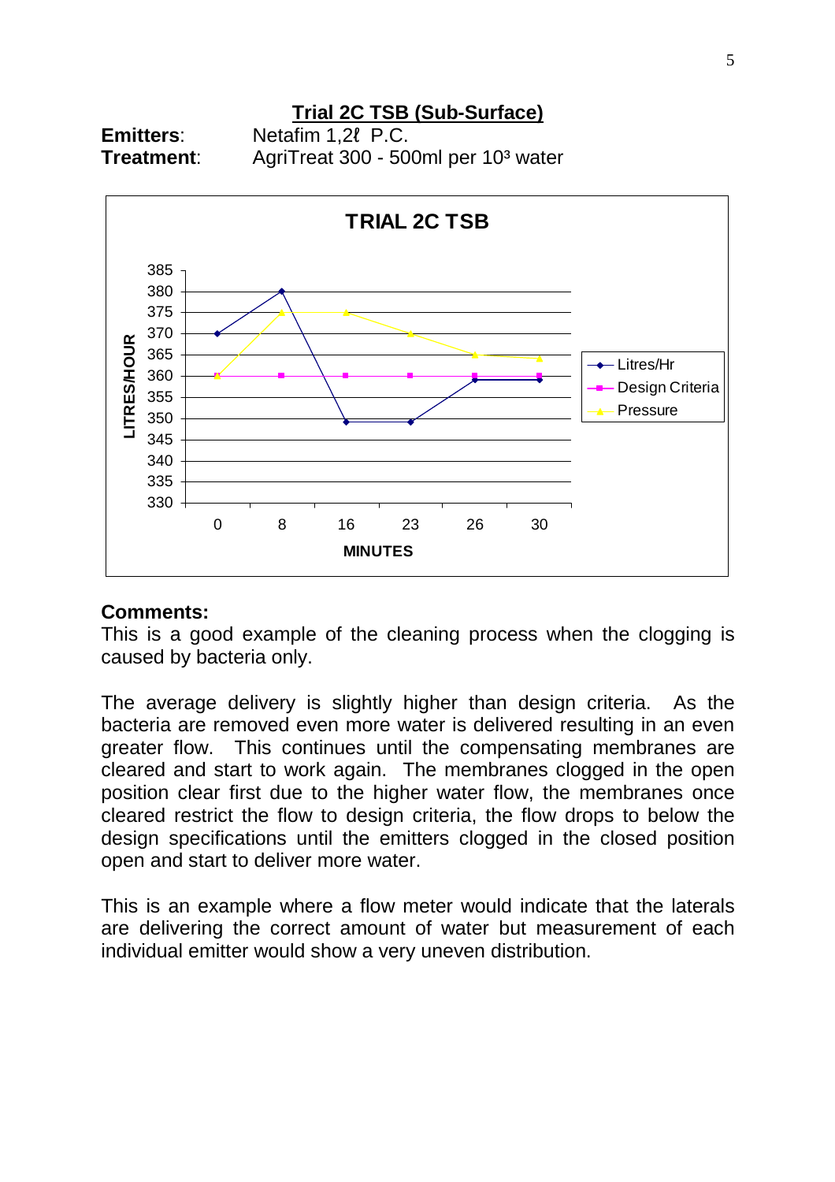## Trial 2C TSB (Sub-Surface)

**Emitters**: Netafim 1,2ℓ P.C.
**Treatment**: AgriTreat 300 - 500ml per $10^3$ water

## Comments:

This is a good example of the cleaning process when the clogging is caused by bacteria only.

The average delivery is slightly higher than design criteria. As the bacteria are removed even more water is delivered resulting in an even greater flow. This continues until the compensating membranes are cleared and start to work again. The membranes clogged in the open position clear first due to the higher water flow, the membranes once cleared restrict the flow to design criteria, the flow drops to below the design specifications until the emitters clogged in the closed position open and start to deliver more water.

This is an example where a flow meter would indicate that the laterals are delivering the correct amount of water but measurement of each individual emitter would show a very uneven distribution.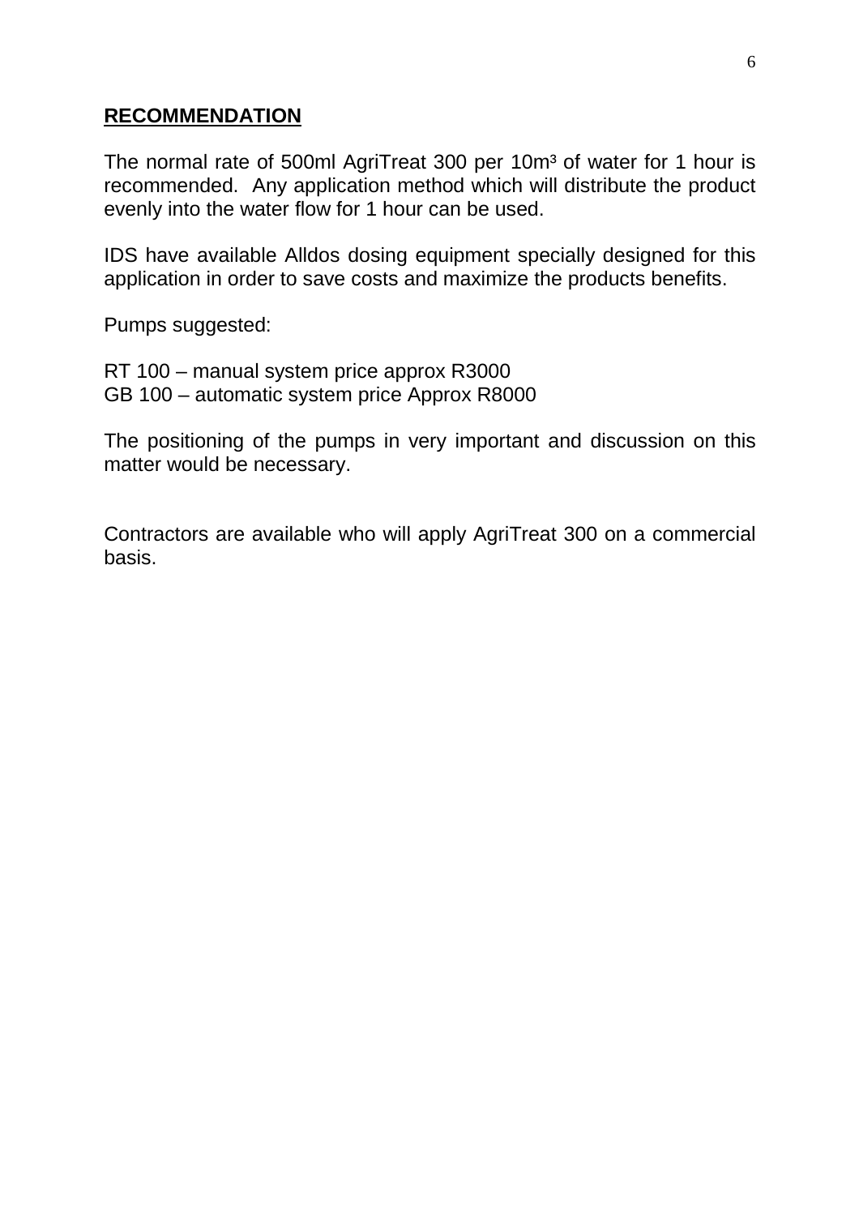## **RECOMMENDATION**

The normal rate of 500ml AgriTreat 300 per $10m^3$ of water for 1 hour is recommended. Any application method which will distribute the product evenly into the water flow for 1 hour can be used.

IDS have available Alldos dosing equipment specially designed for this application in order to save costs and maximize the products benefits.

Pumps suggested:

RT 100 – manual system price approx R3000
GB 100 – automatic system price Approx R8000

The positioning of the pumps in very important and discussion on this matter would be necessary.

Contractors are available who will apply AgriTreat 300 on a commercial basis.